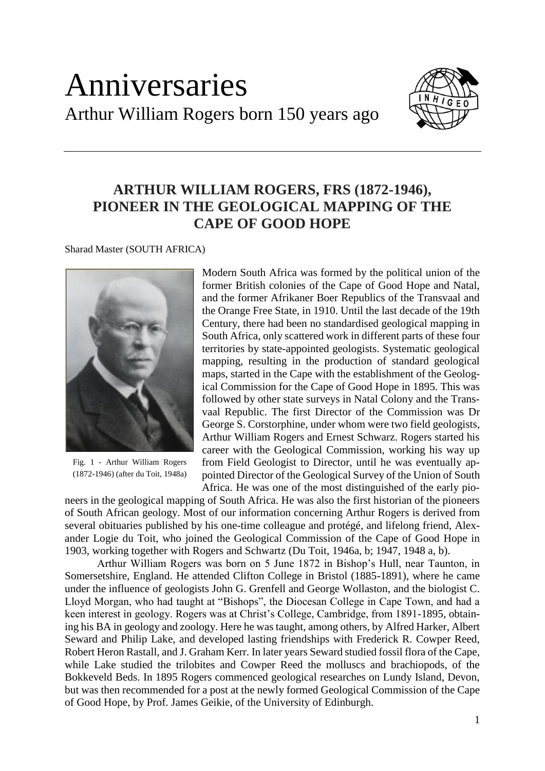# Anniversaries

Arthur William Rogers born 150 years ago

## ARTHUR WILLIAM ROGERS, FRS (1872-1946), PIONEER IN THE GEOLOGICAL MAPPING OF THE CAPE OF GOOD HOPE

Sharad Master (SOUTH AFRICA)

Fig. 1 - Arthur William Rogers (1872-1946) (after du Toit, 1948a)

Modern South Africa was formed by the political union of the former British colonies of the Cape of Good Hope and Natal, and the former Afrikaner Boer Republics of the Transvaal and the Orange Free State, in 1910. Until the last decade of the 19th Century, there had been no standardised geological mapping in South Africa, only scattered work in different parts of these four territories by state-appointed geologists. Systematic geological mapping, resulting in the production of standard geological maps, started in the Cape with the establishment of the Geological Commission for the Cape of Good Hope in 1895. This was followed by other state surveys in Natal Colony and the Transvaal Republic. The first Director of the Commission was Dr George S. Corstorphine, under whom were two field geologists, Arthur William Rogers and Ernest Schwarz. Rogers started his career with the Geological Commission, working his way up from Field Geologist to Director, until he was eventually appointed Director of the Geological Survey of the Union of South Africa. He was one of the most distinguished of the early pioneers in the geological mapping of South Africa. He was also the first historian of the pioneers of South African geology. Most of our information concerning Arthur Rogers is derived from several obituaries published by his one-time colleague and protégé, and lifelong friend, Alexander Logie du Toit, who joined the Geological Commission of the Cape of Good Hope in 1903, working together with Rogers and Schwartz (Du Toit, 1946a, b; 1947, 1948 a, b).

Arthur William Rogers was born on 5 June 1872 in Bishop's Hull, near Taunton, in Somersetshire, England. He attended Clifton College in Bristol (1885-1891), where he came under the influence of geologists John G. Grenfell and George Wollaston, and the biologist C. Lloyd Morgan, who had taught at "Bishops", the Diocesan College in Cape Town, and had a keen interest in geology. Rogers was at Christ's College, Cambridge, from 1891-1895, obtaining his BA in geology and zoology. Here he was taught, among others, by Alfred Harker, Albert Seward and Philip Lake, and developed lasting friendships with Frederick R. Cowper Reed, Robert Heron Rastall, and J. Graham Kerr. In later years Seward studied fossil flora of the Cape, while Lake studied the trilobites and Cowper Reed the molluscs and brachiopods, of the Bokkeveld Beds. In 1895 Rogers commenced geological researches on Lundy Island, Devon, but was then recommended for a post at the newly formed Geological Commission of the Cape of Good Hope, by Prof. James Geikie, of the University of Edinburgh.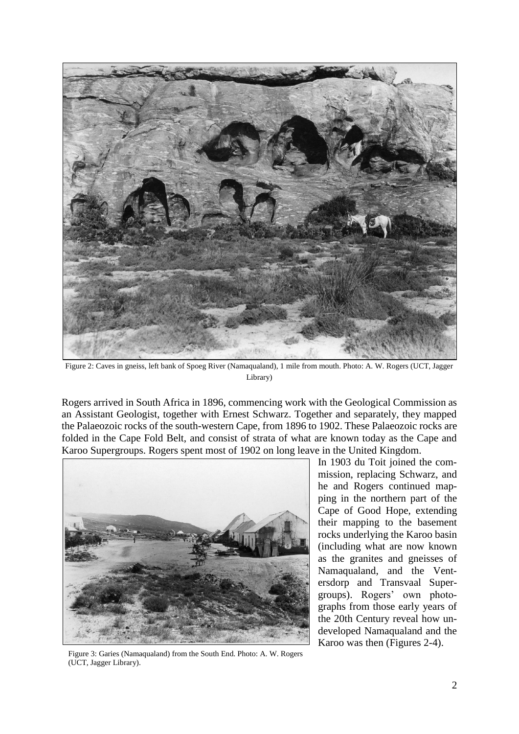Figure 2: Caves in gneiss, left bank of Spoeg River (Namaqualand), 1 mile from mouth. Photo: A. W. Rogers (UCT, Jagger Library)

Rogers arrived in South Africa in 1896, commencing work with the Geological Commission as an Assistant Geologist, together with Ernest Schwarz. Together and separately, they mapped the Palaeozoic rocks of the south-western Cape, from 1896 to 1902. These Palaeozoic rocks are folded in the Cape Fold Belt, and consist of strata of what are known today as the Cape and Karoo Supergroups. Rogers spent most of 1902 on long leave in the United Kingdom.

In 1903 du Toit joined the commission, replacing Schwarz, and he and Rogers continued mapping in the northern part of the Cape of Good Hope, extending their mapping to the basement rocks underlying the Karoo basin (including what are now known as the granites and gneisses of Namaqualand, and the Ventersdorp and Transvaal Supergroups). Rogers' own photographs from those early years of the 20th Century reveal how undeveloped Namaqualand and the Karoo was then (Figures 2-4).

Figure 3: Garies (Namaqualand) from the South End. Photo: A. W. Rogers (UCT, Jagger Library).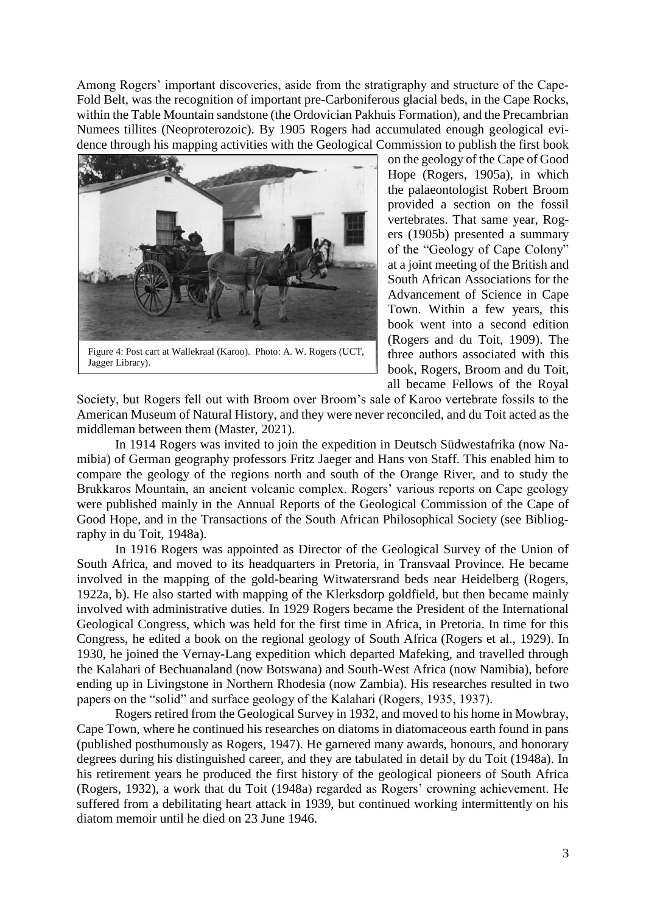Among Rogers' important discoveries, aside from the stratigraphy and structure of the Cape-Fold Belt, was the recognition of important pre-Carboniferous glacial beds, in the Cape Rocks, within the Table Mountain sandstone (the Ordovician Pakhuis Formation), and the Precambrian Numees tillites (Neoproterozoic). By 1905 Rogers had accumulated enough geological evidence through his mapping activities with the Geological Commission to publish the first book on the geology of the Cape of Good Hope (Rogers, 1905a), in which the palaeontologist Robert Broom provided a section on the fossil vertebrates. That same year, Rogers (1905b) presented a summary of the "Geology of Cape Colony" at a joint meeting of the British and South African Associations for the Advancement of Science in Cape Town. Within a few years, this book went into a second edition (Rogers and du Toit, 1909). The three authors associated with this book, Rogers, Broom and du Toit, all became Fellows of the Royal Society, but Rogers fell out with Broom over Broom's sale of Karoo vertebrate fossils to the American Museum of Natural History, and they were never reconciled, and du Toit acted as the middleman between them (Master, 2021).

Figure 4: Post cart at Wallekraal (Karoo). Photo: A. W. Rogers (UCT, Jagger Library).

In 1914 Rogers was invited to join the expedition in Deutsch Südwestafrika (now Namibia) of German geography professors Fritz Jaeger and Hans von Staff. This enabled him to compare the geology of the regions north and south of the Orange River, and to study the Brukkaros Mountain, an ancient volcanic complex. Rogers' various reports on Cape geology were published mainly in the Annual Reports of the Geological Commission of the Cape of Good Hope, and in the Transactions of the South African Philosophical Society (see Bibliography in du Toit, 1948a).

In 1916 Rogers was appointed as Director of the Geological Survey of the Union of South Africa, and moved to its headquarters in Pretoria, in Transvaal Province. He became involved in the mapping of the gold-bearing Witwatersrand beds near Heidelberg (Rogers, 1922a, b). He also started with mapping of the Klerksdorp goldfield, but then became mainly involved with administrative duties. In 1929 Rogers became the President of the International Geological Congress, which was held for the first time in Africa, in Pretoria. In time for this Congress, he edited a book on the regional geology of South Africa (Rogers et al., 1929). In 1930, he joined the Vernay-Lang expedition which departed Mafeking, and travelled through the Kalahari of Bechuanaland (now Botswana) and South-West Africa (now Namibia), before ending up in Livingstone in Northern Rhodesia (now Zambia). His researches resulted in two papers on the "solid" and surface geology of the Kalahari (Rogers, 1935, 1937).

Rogers retired from the Geological Survey in 1932, and moved to his home in Mowbray, Cape Town, where he continued his researches on diatoms in diatomaceous earth found in pans (published posthumously as Rogers, 1947). He garnered many awards, honours, and honorary degrees during his distinguished career, and they are tabulated in detail by du Toit (1948a). In his retirement years he produced the first history of the geological pioneers of South Africa (Rogers, 1932), a work that du Toit (1948a) regarded as Rogers' crowning achievement. He suffered from a debilitating heart attack in 1939, but continued working intermittently on his diatom memoir until he died on 23 June 1946.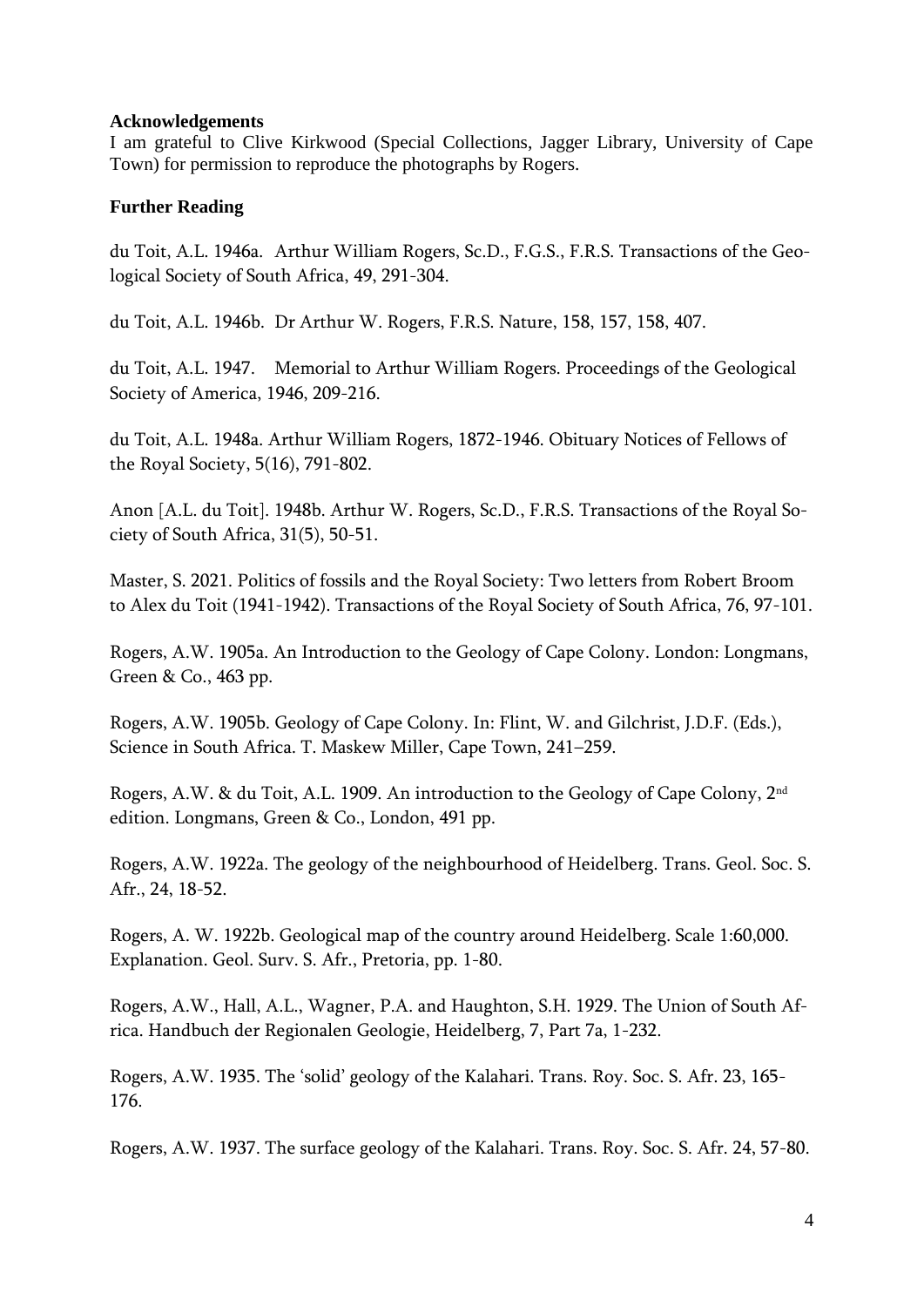**Acknowledgements**

I am grateful to Clive Kirkwood (Special Collections, Jagger Library, University of Cape Town) for permission to reproduce the photographs by Rogers.

**Further Reading**

du Toit, A.L. 1946a. Arthur William Rogers, Sc.D., F.G.S., F.R.S. Transactions of the Geological Society of South Africa, 49, 291-304.

du Toit, A.L. 1946b. Dr Arthur W. Rogers, F.R.S. Nature, 158, 157, 158, 407.

du Toit, A.L. 1947. Memorial to Arthur William Rogers. Proceedings of the Geological Society of America, 1946, 209-216.

du Toit, A.L. 1948a. Arthur William Rogers, 1872-1946. Obituary Notices of Fellows of the Royal Society, 5(16), 791-802.

Anon [A.L. du Toit]. 1948b. Arthur W. Rogers, Sc.D., F.R.S. Transactions of the Royal Society of South Africa, 31(5), 50-51.

Master, S. 2021. Politics of fossils and the Royal Society: Two letters from Robert Broom to Alex du Toit (1941-1942). Transactions of the Royal Society of South Africa, 76, 97-101.

Rogers, A.W. 1905a. An Introduction to the Geology of Cape Colony. London: Longmans, Green & Co., 463 pp.

Rogers, A.W. 1905b. Geology of Cape Colony. In: Flint, W. and Gilchrist, J.D.F. (Eds.), Science in South Africa. T. Maskew Miller, Cape Town, 241–259.

Rogers, A.W. & du Toit, A.L. 1909. An introduction to the Geology of Cape Colony, 2nd edition. Longmans, Green & Co., London, 491 pp.

Rogers, A.W. 1922a. The geology of the neighbourhood of Heidelberg. Trans. Geol. Soc. S. Afr., 24, 18-52.

Rogers, A. W. 1922b. Geological map of the country around Heidelberg. Scale 1:60,000. Explanation. Geol. Surv. S. Afr., Pretoria, pp. 1-80.

Rogers, A.W., Hall, A.L., Wagner, P.A. and Haughton, S.H. 1929. The Union of South Africa. Handbuch der Regionalen Geologie, Heidelberg, 7, Part 7a, 1-232.

Rogers, A.W. 1935. The 'solid' geology of the Kalahari. Trans. Roy. Soc. S. Afr. 23, 165-176.

Rogers, A.W. 1937. The surface geology of the Kalahari. Trans. Roy. Soc. S. Afr. 24, 57-80.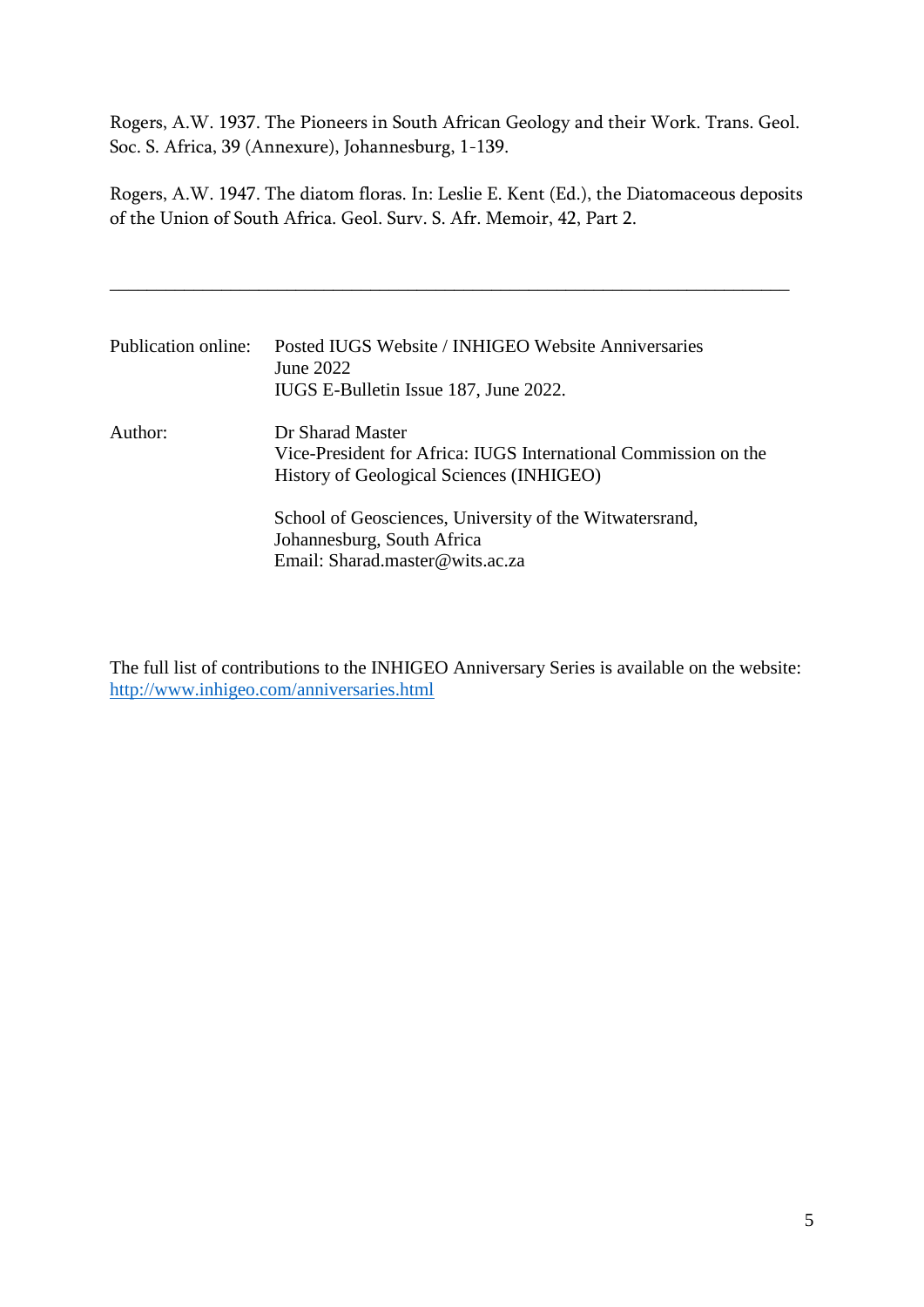Rogers, A.W. 1937. The Pioneers in South African Geology and their Work. Trans. Geol. Soc. S. Africa, 39 (Annexure), Johannesburg, 1-139.

Rogers, A.W. 1947. The diatom floras. In: Leslie E. Kent (Ed.), the Diatomaceous deposits of the Union of South Africa. Geol. Surv. S. Afr. Memoir, 42, Part 2.

---

| | |
|---|---|
| Publication online: | Posted IUGS Website / INHIGEO Website Anniversaries June 2022 IUGS E-Bulletin Issue 187, June 2022. |
| Author: | Dr Sharad Master Vice-President for Africa: IUGS International Commission on the History of Geological Sciences (INHIGEO) |
| | School of Geosciences, University of the Witwatersrand, Johannesburg, South Africa Email: Sharad.master@wits.ac.za |

The full list of contributions to the INHIGEO Anniversary Series is available on the website: http://www.inhigeo.com/anniversaries.html